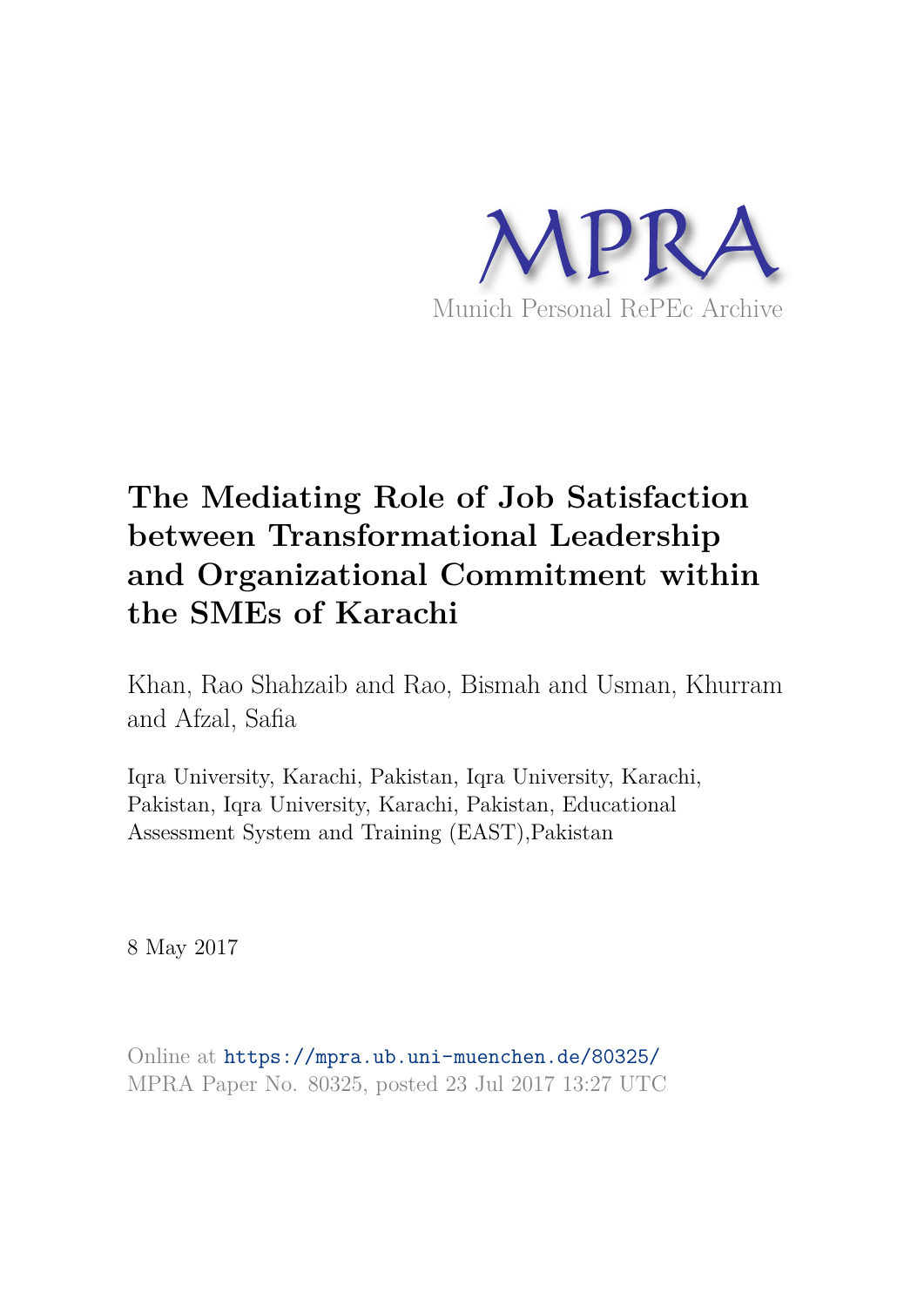MPRA

Munich Personal RePEc Archive

# The Mediating Role of Job Satisfaction between Transformational Leadership and Organizational Commitment within the SMEs of Karachi

Khan, Rao Shahzaib and Rao, Bismah and Usman, Khurram and Afzal, Safia

Iqra University, Karachi, Pakistan, Iqra University, Karachi, Pakistan, Iqra University, Karachi, Pakistan, Educational Assessment System and Training (EAST),Pakistan

8 May 2017

Online at https://mpra.ub.uni-muenchen.de/80325/
MPRA Paper No. 80325, posted 23 Jul 2017 13:27 UTC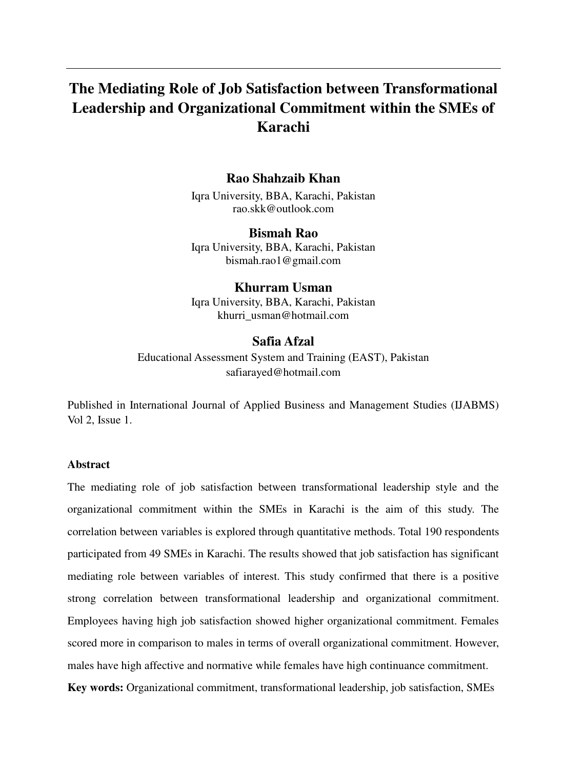# The Mediating Role of Job Satisfaction between Transformational Leadership and Organizational Commitment within the SMEs of Karachi

**Rao Shahzaib Khan**
Iqra University, BBA, Karachi, Pakistan
rao.skk@outlook.com

**Bismah Rao**
Iqra University, BBA, Karachi, Pakistan
bismah.rao1@gmail.com

**Khurram Usman**
Iqra University, BBA, Karachi, Pakistan
khurri_usman@hotmail.com

**Safia Afzal**
Educational Assessment System and Training (EAST), Pakistan
safiarayed@hotmail.com

Published in International Journal of Applied Business and Management Studies (IJABMS) Vol 2, Issue 1.

### Abstract

The mediating role of job satisfaction between transformational leadership style and the organizational commitment within the SMEs in Karachi is the aim of this study. The correlation between variables is explored through quantitative methods. Total 190 respondents participated from 49 SMEs in Karachi. The results showed that job satisfaction has significant mediating role between variables of interest. This study confirmed that there is a positive strong correlation between transformational leadership and organizational commitment. Employees having high job satisfaction showed higher organizational commitment. Females scored more in comparison to males in terms of overall organizational commitment. However, males have high affective and normative while females have high continuance commitment.

**Key words:** Organizational commitment, transformational leadership, job satisfaction, SMEs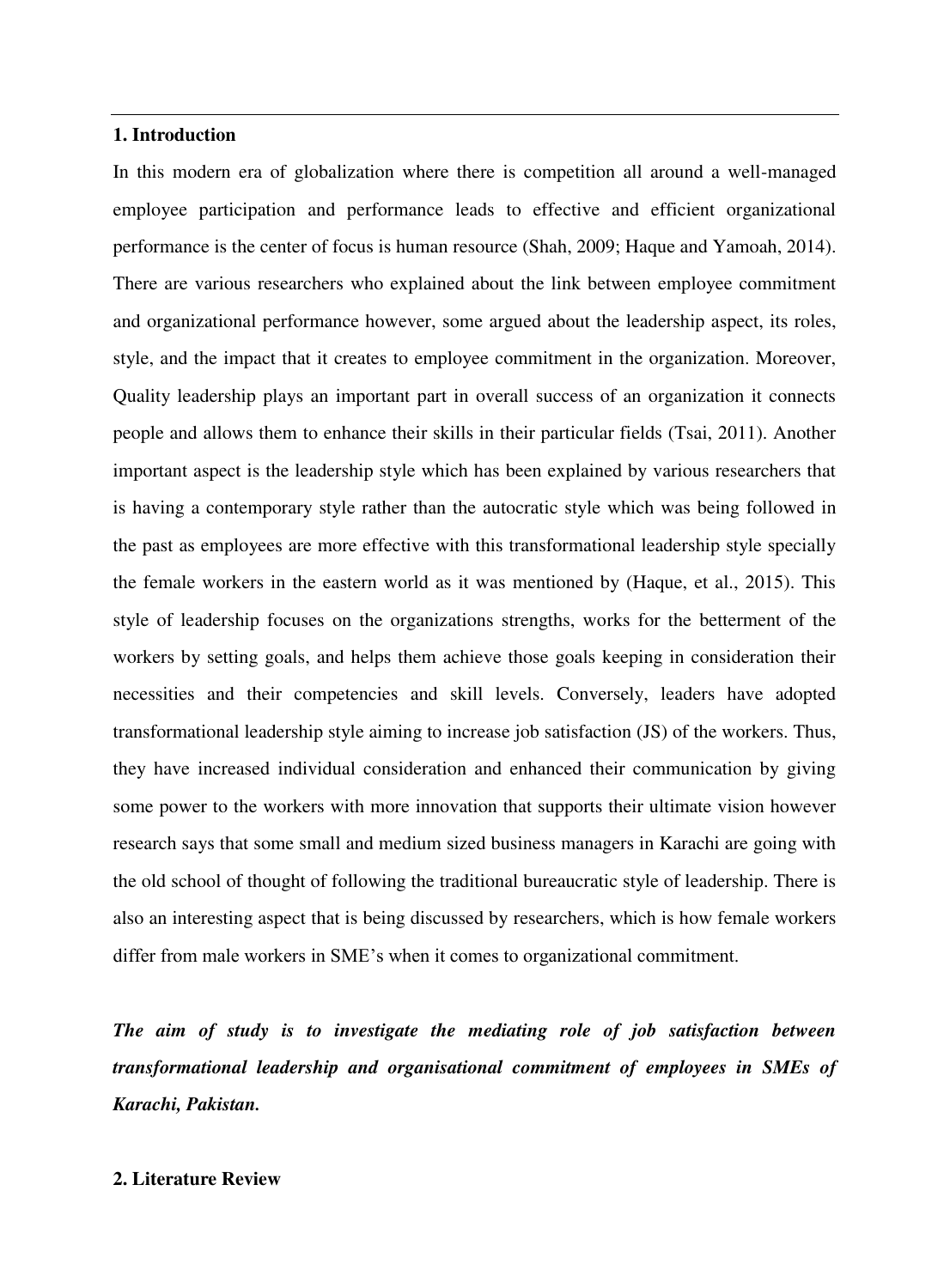## 1. Introduction

In this modern era of globalization where there is competition all around a well-managed employee participation and performance leads to effective and efficient organizational performance is the center of focus is human resource (Shah, 2009; Haque and Yamoah, 2014). There are various researchers who explained about the link between employee commitment and organizational performance however, some argued about the leadership aspect, its roles, style, and the impact that it creates to employee commitment in the organization. Moreover, Quality leadership plays an important part in overall success of an organization it connects people and allows them to enhance their skills in their particular fields (Tsai, 2011). Another important aspect is the leadership style which has been explained by various researchers that is having a contemporary style rather than the autocratic style which was being followed in the past as employees are more effective with this transformational leadership style specially the female workers in the eastern world as it was mentioned by (Haque, et al., 2015). This style of leadership focuses on the organizations strengths, works for the betterment of the workers by setting goals, and helps them achieve those goals keeping in consideration their necessities and their competencies and skill levels. Conversely, leaders have adopted transformational leadership style aiming to increase job satisfaction (JS) of the workers. Thus, they have increased individual consideration and enhanced their communication by giving some power to the workers with more innovation that supports their ultimate vision however research says that some small and medium sized business managers in Karachi are going with the old school of thought of following the traditional bureaucratic style of leadership. There is also an interesting aspect that is being discussed by researchers, which is how female workers differ from male workers in SME's when it comes to organizational commitment.

***The aim of study is to investigate the mediating role of job satisfaction between transformational leadership and organisational commitment of employees in SMEs of Karachi, Pakistan.***

## 2. Literature Review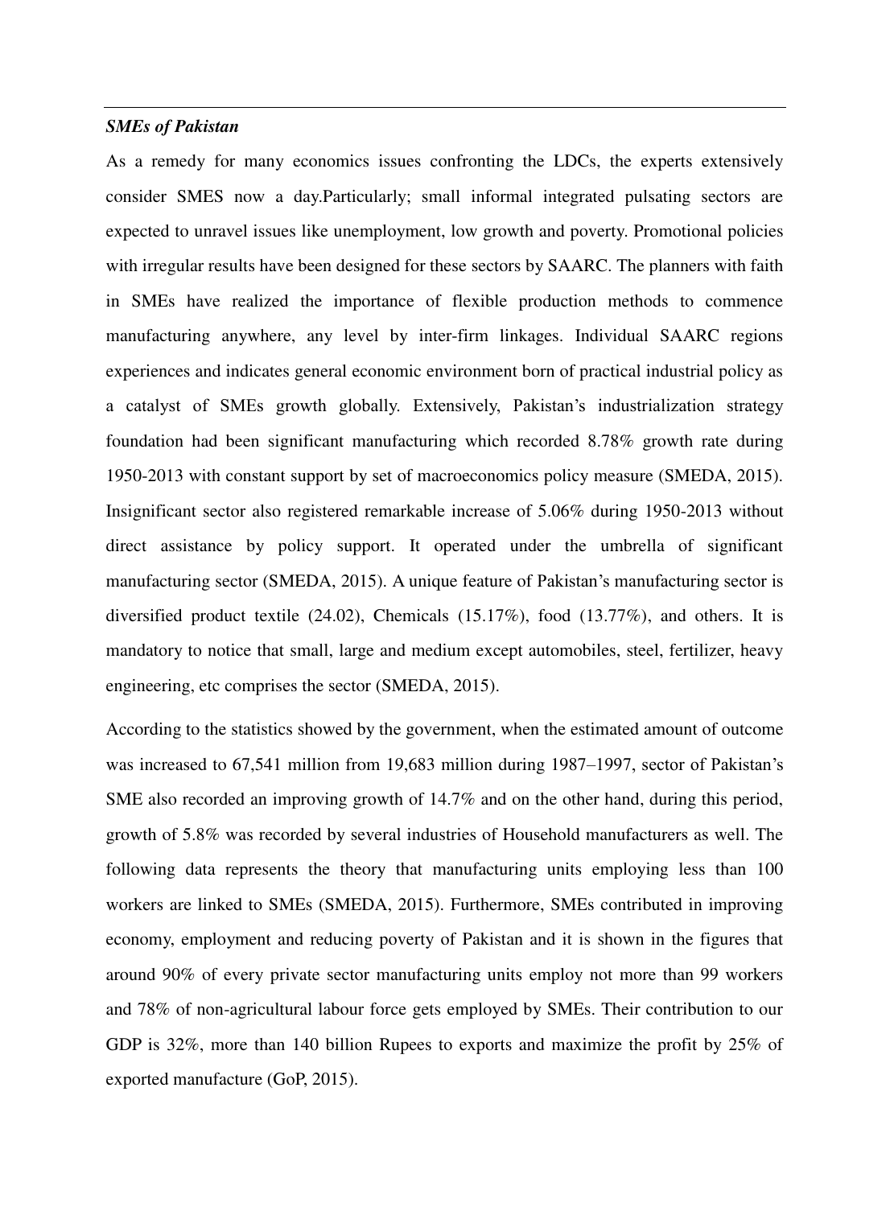***SMEs of Pakistan***

As a remedy for many economics issues confronting the LDCs, the experts extensively consider SMES now a day.Particularly; small informal integrated pulsating sectors are expected to unravel issues like unemployment, low growth and poverty. Promotional policies with irregular results have been designed for these sectors by SAARC. The planners with faith in SMEs have realized the importance of flexible production methods to commence manufacturing anywhere, any level by inter-firm linkages. Individual SAARC regions experiences and indicates general economic environment born of practical industrial policy as a catalyst of SMEs growth globally. Extensively, Pakistan's industrialization strategy foundation had been significant manufacturing which recorded 8.78% growth rate during 1950-2013 with constant support by set of macroeconomics policy measure (SMEDA, 2015). Insignificant sector also registered remarkable increase of 5.06% during 1950-2013 without direct assistance by policy support. It operated under the umbrella of significant manufacturing sector (SMEDA, 2015). A unique feature of Pakistan's manufacturing sector is diversified product textile (24.02), Chemicals (15.17%), food (13.77%), and others. It is mandatory to notice that small, large and medium except automobiles, steel, fertilizer, heavy engineering, etc comprises the sector (SMEDA, 2015).

According to the statistics showed by the government, when the estimated amount of outcome was increased to 67,541 million from 19,683 million during 1987–1997, sector of Pakistan's SME also recorded an improving growth of 14.7% and on the other hand, during this period, growth of 5.8% was recorded by several industries of Household manufacturers as well. The following data represents the theory that manufacturing units employing less than 100 workers are linked to SMEs (SMEDA, 2015). Furthermore, SMEs contributed in improving economy, employment and reducing poverty of Pakistan and it is shown in the figures that around 90% of every private sector manufacturing units employ not more than 99 workers and 78% of non-agricultural labour force gets employed by SMEs. Their contribution to our GDP is 32%, more than 140 billion Rupees to exports and maximize the profit by 25% of exported manufacture (GoP, 2015).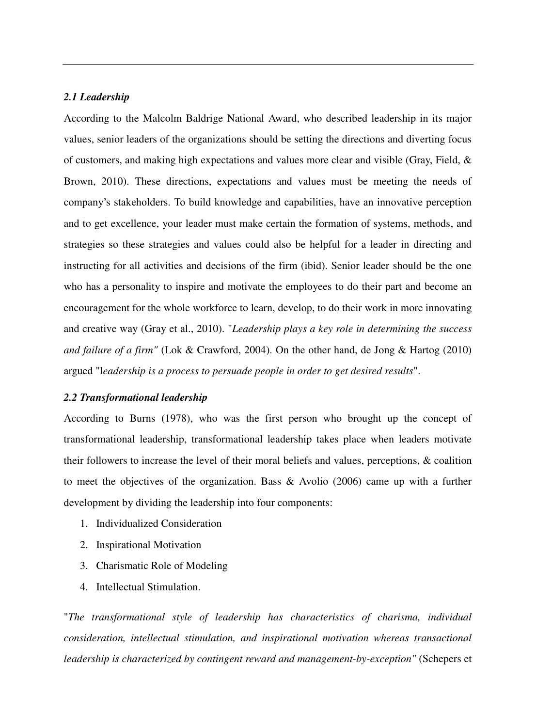### *2.1 Leadership*

According to the Malcolm Baldrige National Award, who described leadership in its major values, senior leaders of the organizations should be setting the directions and diverting focus of customers, and making high expectations and values more clear and visible (Gray, Field, & Brown, 2010). These directions, expectations and values must be meeting the needs of company's stakeholders. To build knowledge and capabilities, have an innovative perception and to get excellence, your leader must make certain the formation of systems, methods, and strategies so these strategies and values could also be helpful for a leader in directing and instructing for all activities and decisions of the firm (ibid). Senior leader should be the one who has a personality to inspire and motivate the employees to do their part and become an encouragement for the whole workforce to learn, develop, to do their work in more innovating and creative way (Gray et al., 2010). "*Leadership plays a key role in determining the success and failure of a firm"* (Lok & Crawford, 2004). On the other hand, de Jong & Hartog (2010) argued "l*eadership is a process to persuade people in order to get desired results*".

### *2.2 Transformational leadership*

According to Burns (1978), who was the first person who brought up the concept of transformational leadership, transformational leadership takes place when leaders motivate their followers to increase the level of their moral beliefs and values, perceptions, & coalition to meet the objectives of the organization. Bass & Avolio (2006) came up with a further development by dividing the leadership into four components:

1. Individualized Consideration
2. Inspirational Motivation
3. Charismatic Role of Modeling
4. Intellectual Stimulation.

"*The transformational style of leadership has characteristics of charisma, individual consideration, intellectual stimulation, and inspirational motivation whereas transactional leadership is characterized by contingent reward and management-by-exception"* (Schepers et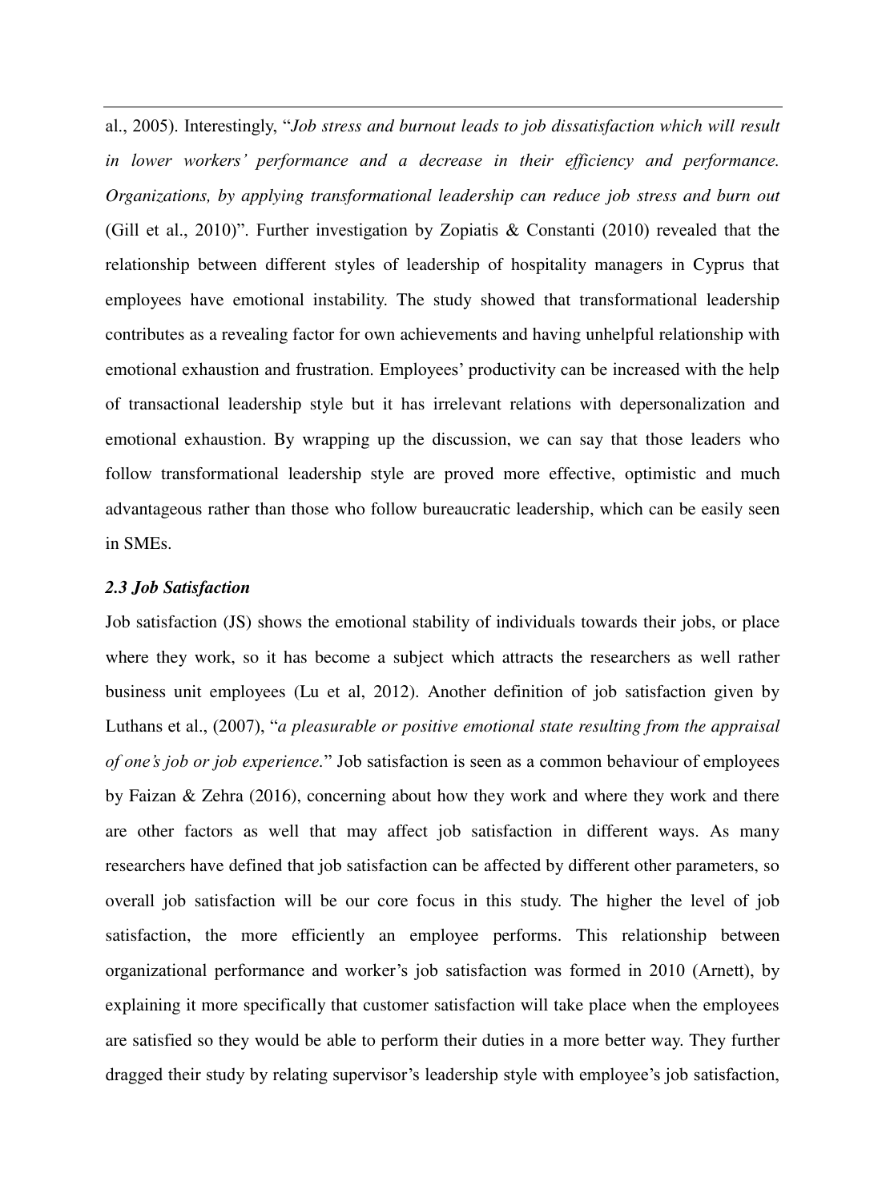al., 2005). Interestingly, "*Job stress and burnout leads to job dissatisfaction which will result in lower workers' performance and a decrease in their efficiency and performance. Organizations, by applying transformational leadership can reduce job stress and burn out* (Gill et al., 2010)". Further investigation by Zopiatis & Constanti (2010) revealed that the relationship between different styles of leadership of hospitality managers in Cyprus that employees have emotional instability. The study showed that transformational leadership contributes as a revealing factor for own achievements and having unhelpful relationship with emotional exhaustion and frustration. Employees' productivity can be increased with the help of transactional leadership style but it has irrelevant relations with depersonalization and emotional exhaustion. By wrapping up the discussion, we can say that those leaders who follow transformational leadership style are proved more effective, optimistic and much advantageous rather than those who follow bureaucratic leadership, which can be easily seen in SMEs.

### *2.3 Job Satisfaction*

Job satisfaction (JS) shows the emotional stability of individuals towards their jobs, or place where they work, so it has become a subject which attracts the researchers as well rather business unit employees (Lu et al, 2012). Another definition of job satisfaction given by Luthans et al., (2007), "*a pleasurable or positive emotional state resulting from the appraisal of one's job or job experience.*" Job satisfaction is seen as a common behaviour of employees by Faizan & Zehra (2016), concerning about how they work and where they work and there are other factors as well that may affect job satisfaction in different ways. As many researchers have defined that job satisfaction can be affected by different other parameters, so overall job satisfaction will be our core focus in this study. The higher the level of job satisfaction, the more efficiently an employee performs. This relationship between organizational performance and worker's job satisfaction was formed in 2010 (Arnett), by explaining it more specifically that customer satisfaction will take place when the employees are satisfied so they would be able to perform their duties in a more better way. They further dragged their study by relating supervisor's leadership style with employee's job satisfaction,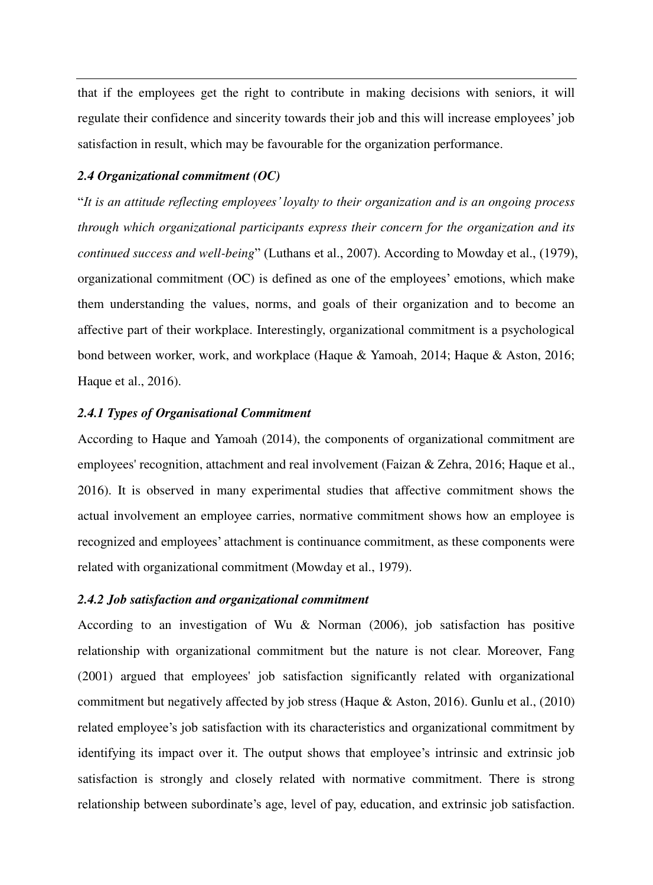that if the employees get the right to contribute in making decisions with seniors, it will regulate their confidence and sincerity towards their job and this will increase employees' job satisfaction in result, which may be favourable for the organization performance.

### *2.4 Organizational commitment (OC)*

"*It is an attitude reflecting employees' loyalty to their organization and is an ongoing process through which organizational participants express their concern for the organization and its continued success and well-being*" (Luthans et al., 2007). According to Mowday et al., (1979), organizational commitment (OC) is defined as one of the employees' emotions, which make them understanding the values, norms, and goals of their organization and to become an affective part of their workplace. Interestingly, organizational commitment is a psychological bond between worker, work, and workplace (Haque & Yamoah, 2014; Haque & Aston, 2016; Haque et al., 2016).

#### *2.4.1 Types of Organisational Commitment*

According to Haque and Yamoah (2014), the components of organizational commitment are employees' recognition, attachment and real involvement (Faizan & Zehra, 2016; Haque et al., 2016). It is observed in many experimental studies that affective commitment shows the actual involvement an employee carries, normative commitment shows how an employee is recognized and employees' attachment is continuance commitment, as these components were related with organizational commitment (Mowday et al., 1979).

#### *2.4.2 Job satisfaction and organizational commitment*

According to an investigation of Wu & Norman (2006), job satisfaction has positive relationship with organizational commitment but the nature is not clear. Moreover, Fang (2001) argued that employees' job satisfaction significantly related with organizational commitment but negatively affected by job stress (Haque & Aston, 2016). Gunlu et al., (2010) related employee's job satisfaction with its characteristics and organizational commitment by identifying its impact over it. The output shows that employee's intrinsic and extrinsic job satisfaction is strongly and closely related with normative commitment. There is strong relationship between subordinate's age, level of pay, education, and extrinsic job satisfaction.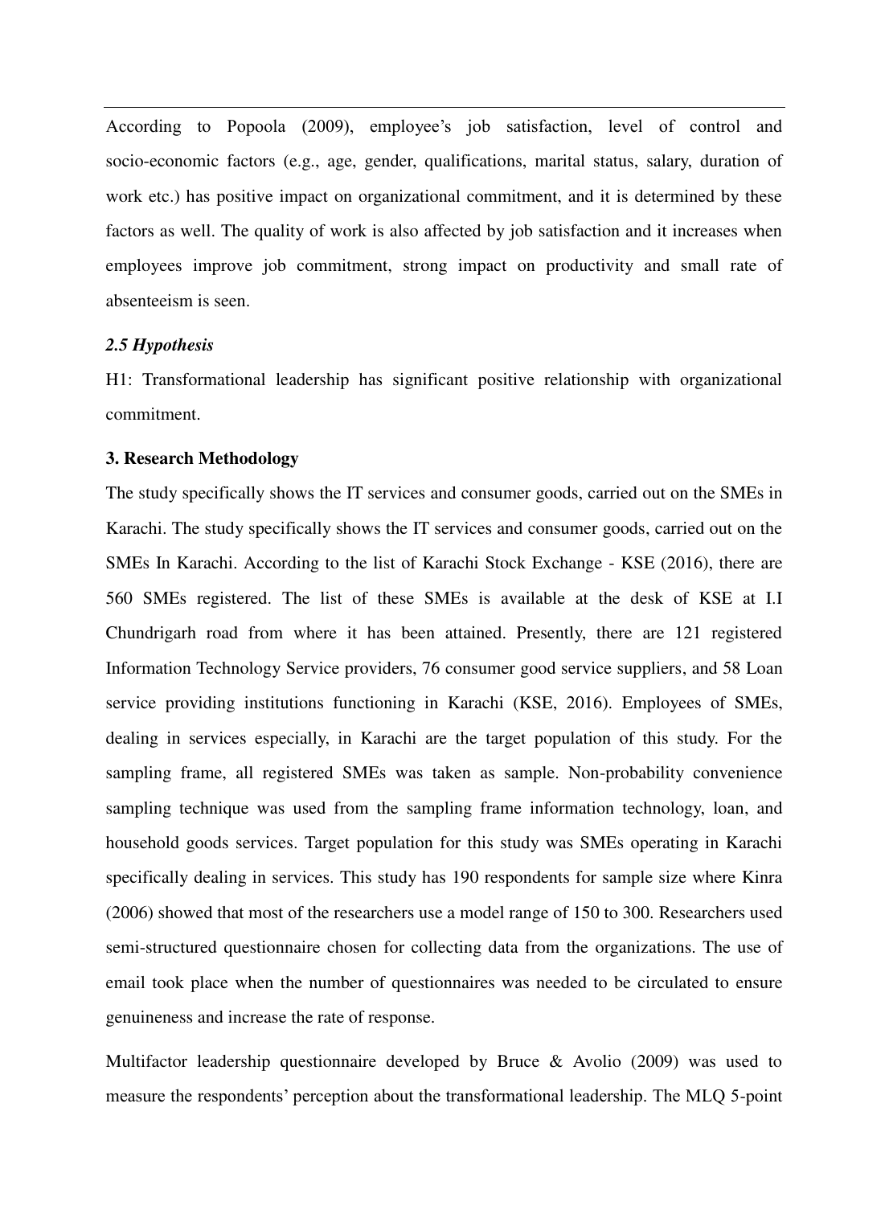According to Popoola (2009), employee's job satisfaction, level of control and socio-economic factors (e.g., age, gender, qualifications, marital status, salary, duration of work etc.) has positive impact on organizational commitment, and it is determined by these factors as well. The quality of work is also affected by job satisfaction and it increases when employees improve job commitment, strong impact on productivity and small rate of absenteeism is seen.

### *2.5 Hypothesis*

H1: Transformational leadership has significant positive relationship with organizational commitment.

## 3. Research Methodology

The study specifically shows the IT services and consumer goods, carried out on the SMEs in Karachi. The study specifically shows the IT services and consumer goods, carried out on the SMEs In Karachi. According to the list of Karachi Stock Exchange - KSE (2016), there are 560 SMEs registered. The list of these SMEs is available at the desk of KSE at I.I Chundrigarh road from where it has been attained. Presently, there are 121 registered Information Technology Service providers, 76 consumer good service suppliers, and 58 Loan service providing institutions functioning in Karachi (KSE, 2016). Employees of SMEs, dealing in services especially, in Karachi are the target population of this study. For the sampling frame, all registered SMEs was taken as sample. Non-probability convenience sampling technique was used from the sampling frame information technology, loan, and household goods services. Target population for this study was SMEs operating in Karachi specifically dealing in services. This study has 190 respondents for sample size where Kinra (2006) showed that most of the researchers use a model range of 150 to 300. Researchers used semi-structured questionnaire chosen for collecting data from the organizations. The use of email took place when the number of questionnaires was needed to be circulated to ensure genuineness and increase the rate of response.

Multifactor leadership questionnaire developed by Bruce & Avolio (2009) was used to measure the respondents' perception about the transformational leadership. The MLQ 5-point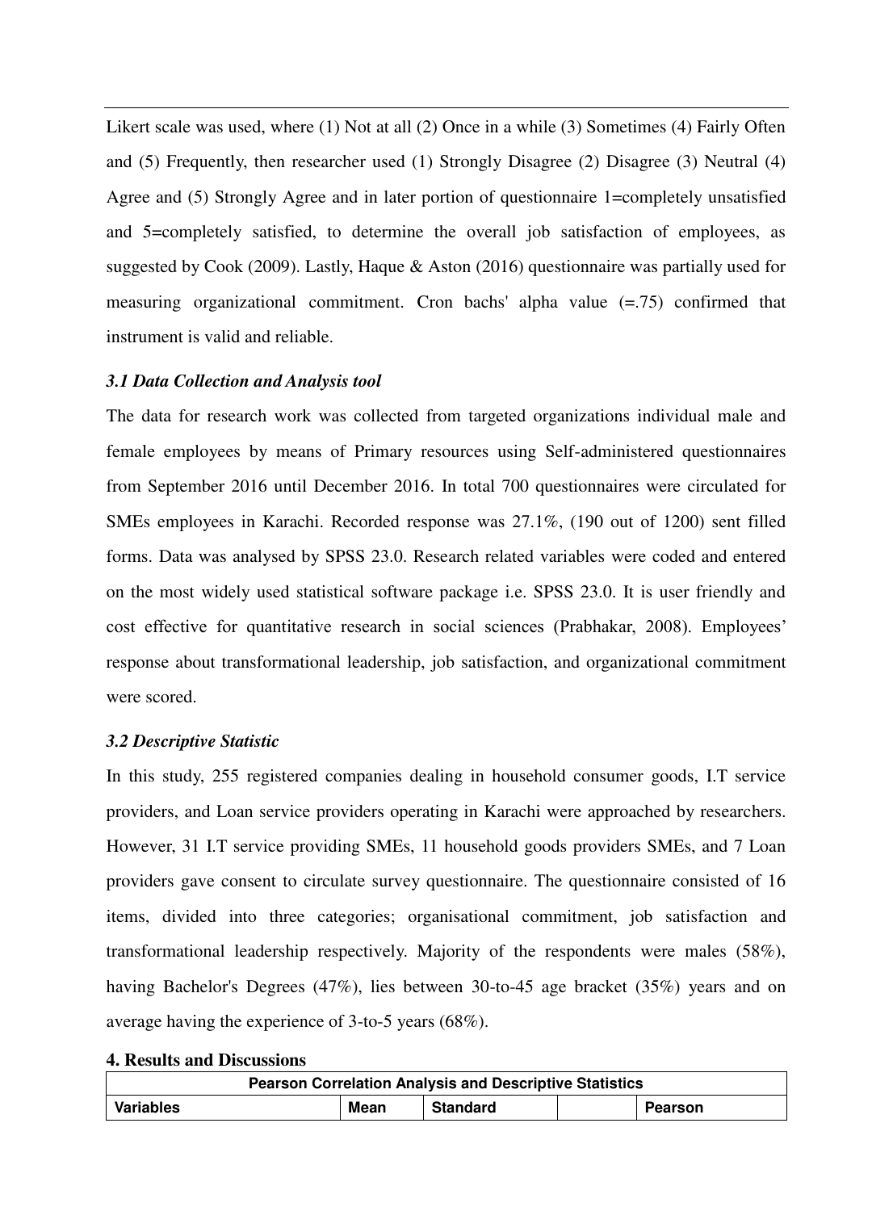Likert scale was used, where (1) Not at all (2) Once in a while (3) Sometimes (4) Fairly Often and (5) Frequently, then researcher used (1) Strongly Disagree (2) Disagree (3) Neutral (4) Agree and (5) Strongly Agree and in later portion of questionnaire 1=completely unsatisfied and 5=completely satisfied, to determine the overall job satisfaction of employees, as suggested by Cook (2009). Lastly, Haque & Aston (2016) questionnaire was partially used for measuring organizational commitment. Cron bachs' alpha value (=.75) confirmed that instrument is valid and reliable.

### *3.1 Data Collection and Analysis tool*

The data for research work was collected from targeted organizations individual male and female employees by means of Primary resources using Self-administered questionnaires from September 2016 until December 2016. In total 700 questionnaires were circulated for SMEs employees in Karachi. Recorded response was 27.1%, (190 out of 1200) sent filled forms. Data was analysed by SPSS 23.0. Research related variables were coded and entered on the most widely used statistical software package i.e. SPSS 23.0. It is user friendly and cost effective for quantitative research in social sciences (Prabhakar, 2008). Employees' response about transformational leadership, job satisfaction, and organizational commitment were scored.

### *3.2 Descriptive Statistic*

In this study, 255 registered companies dealing in household consumer goods, I.T service providers, and Loan service providers operating in Karachi were approached by researchers. However, 31 I.T service providing SMEs, 11 household goods providers SMEs, and 7 Loan providers gave consent to circulate survey questionnaire. The questionnaire consisted of 16 items, divided into three categories; organisational commitment, job satisfaction and transformational leadership respectively. Majority of the respondents were males (58%), having Bachelor's Degrees (47%), lies between 30-to-45 age bracket (35%) years and on average having the experience of 3-to-5 years (68%).

## 4. Results and Discussions

| Pearson Correlation Analysis and Descriptive Statistics | | | | |
|---|---|---|---|---|
| **Variables** | **Mean** | **Standard** | | **Pearson** |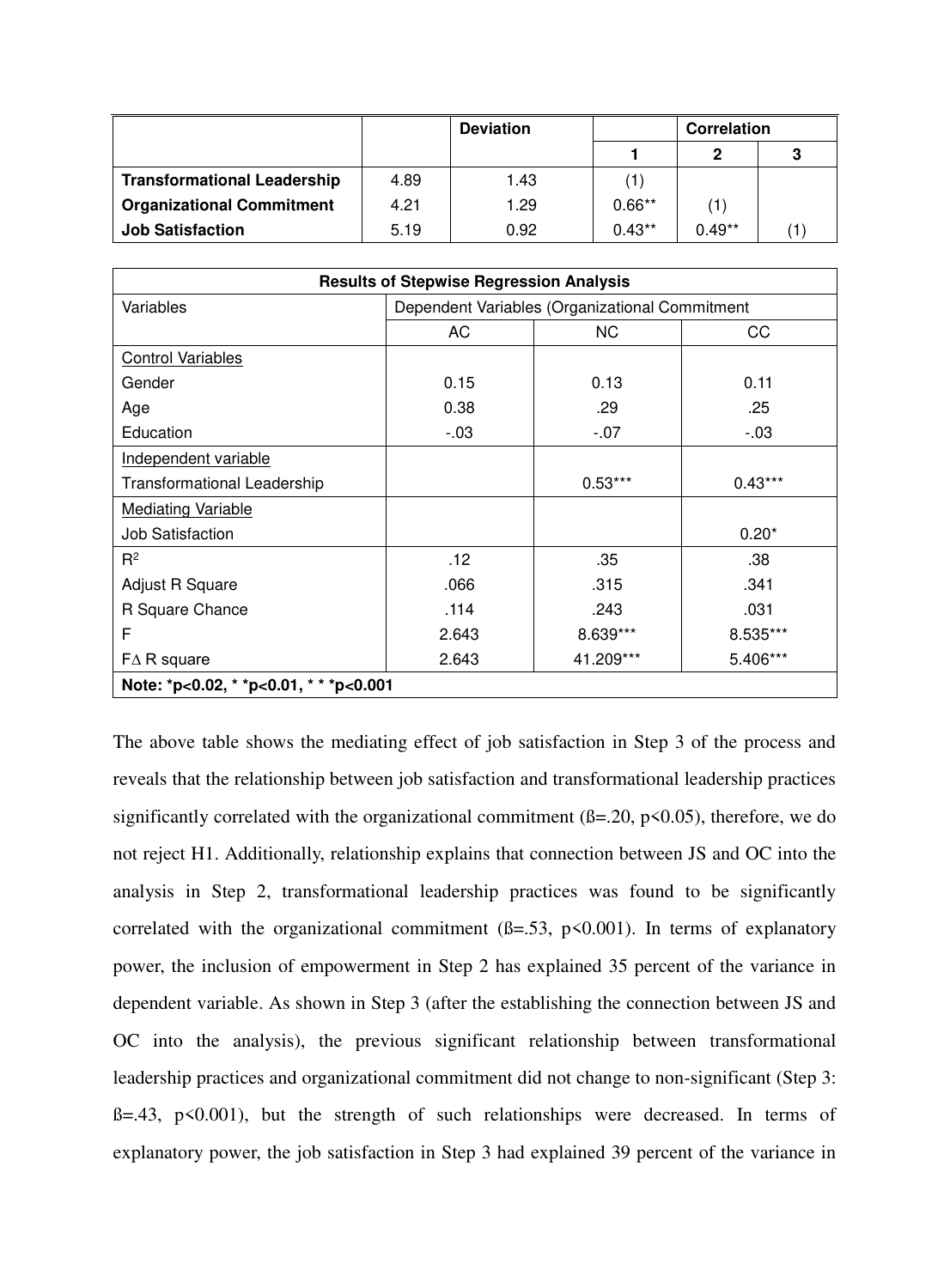| | | Deviation | | Correlation | |
|---|---|---|---|---|---|
| | | | 1 | 2 | 3 |
| **Transformational Leadership** | 4.89 | 1.43 | (1) | | |
| **Organizational Commitment** | 4.21 | 1.29 | 0.66** | (1) | |
| **Job Satisfaction** | 5.19 | 0.92 | 0.43** | 0.49** | (1) |

| **Results of Stepwise Regression Analysis** | | | |
|---|---|---|---|
| Variables | Dependent Variables (Organizational Commitment | | |
| | AC | NC | CC |
| Control Variables | | | |
| Gender | 0.15 | 0.13 | 0.11 |
| Age | 0.38 | .29 | .25 |
| Education | -.03 | -.07 | -.03 |
| Independent variable | | | |
| Transformational Leadership | | 0.53*** | 0.43*** |
| Mediating Variable | | | |
| Job Satisfaction | | | 0.20* |
| $R^2$ | .12 | .35 | .38 |
| Adjust R Square | .066 | .315 | .341 |
| R Square Chance | .114 | .243 | .031 |
| F | 2.643 | 8.639*** | 8.535*** |
| FΔ R square | 2.643 | 41.209*** | 5.406*** |
| **Note: *p<0.02, * *p<0.01, * * *p<0.001** | | | |

The above table shows the mediating effect of job satisfaction in Step 3 of the process and reveals that the relationship between job satisfaction and transformational leadership practices significantly correlated with the organizational commitment (ß=.20, p<0.05), therefore, we do not reject H1. Additionally, relationship explains that connection between JS and OC into the analysis in Step 2, transformational leadership practices was found to be significantly correlated with the organizational commitment (ß=.53, p<0.001). In terms of explanatory power, the inclusion of empowerment in Step 2 has explained 35 percent of the variance in dependent variable. As shown in Step 3 (after the establishing the connection between JS and OC into the analysis), the previous significant relationship between transformational leadership practices and organizational commitment did not change to non-significant (Step 3: ß=.43, p<0.001), but the strength of such relationships were decreased. In terms of explanatory power, the job satisfaction in Step 3 had explained 39 percent of the variance in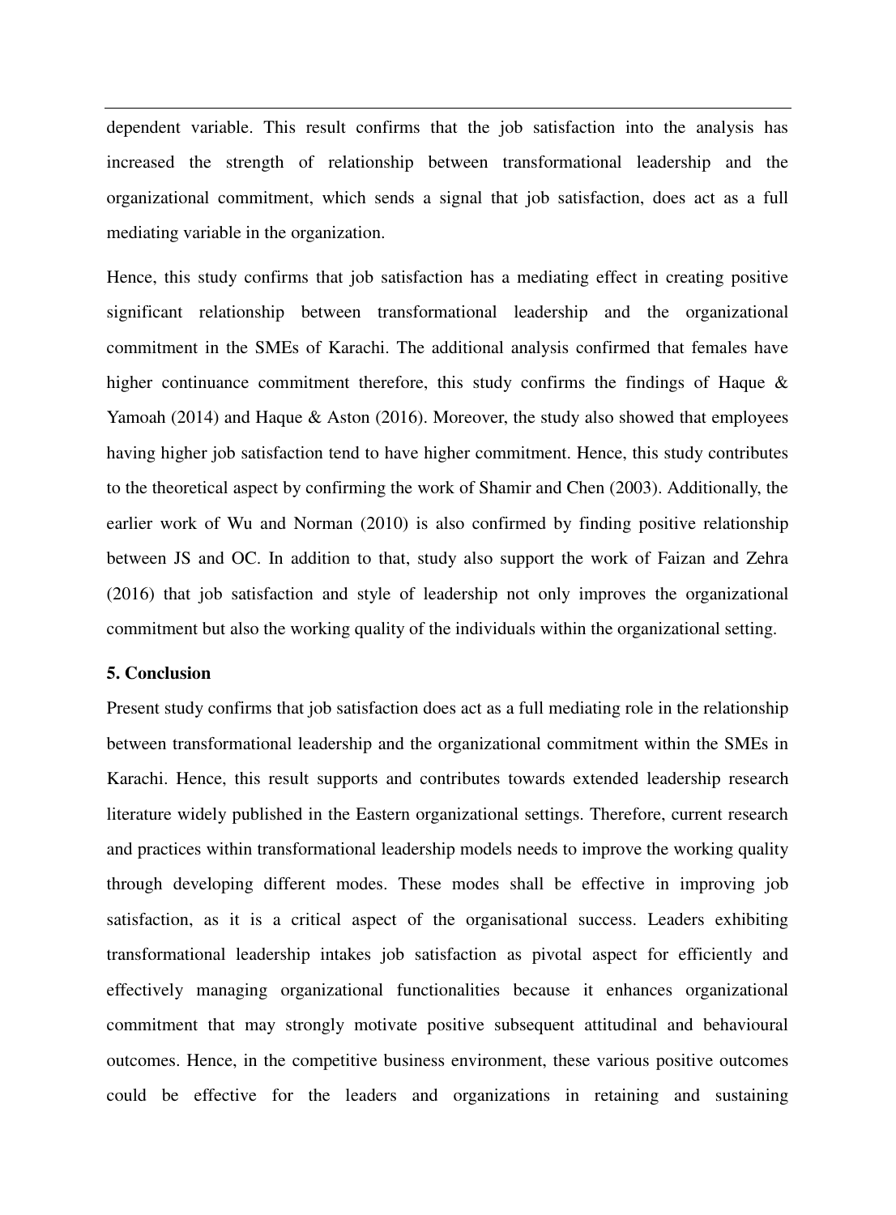dependent variable. This result confirms that the job satisfaction into the analysis has increased the strength of relationship between transformational leadership and the organizational commitment, which sends a signal that job satisfaction, does act as a full mediating variable in the organization.

Hence, this study confirms that job satisfaction has a mediating effect in creating positive significant relationship between transformational leadership and the organizational commitment in the SMEs of Karachi. The additional analysis confirmed that females have higher continuance commitment therefore, this study confirms the findings of Haque & Yamoah (2014) and Haque & Aston (2016). Moreover, the study also showed that employees having higher job satisfaction tend to have higher commitment. Hence, this study contributes to the theoretical aspect by confirming the work of Shamir and Chen (2003). Additionally, the earlier work of Wu and Norman (2010) is also confirmed by finding positive relationship between JS and OC. In addition to that, study also support the work of Faizan and Zehra (2016) that job satisfaction and style of leadership not only improves the organizational commitment but also the working quality of the individuals within the organizational setting.

## 5. Conclusion

Present study confirms that job satisfaction does act as a full mediating role in the relationship between transformational leadership and the organizational commitment within the SMEs in Karachi. Hence, this result supports and contributes towards extended leadership research literature widely published in the Eastern organizational settings. Therefore, current research and practices within transformational leadership models needs to improve the working quality through developing different modes. These modes shall be effective in improving job satisfaction, as it is a critical aspect of the organisational success. Leaders exhibiting transformational leadership intakes job satisfaction as pivotal aspect for efficiently and effectively managing organizational functionalities because it enhances organizational commitment that may strongly motivate positive subsequent attitudinal and behavioural outcomes. Hence, in the competitive business environment, these various positive outcomes could be effective for the leaders and organizations in retaining and sustaining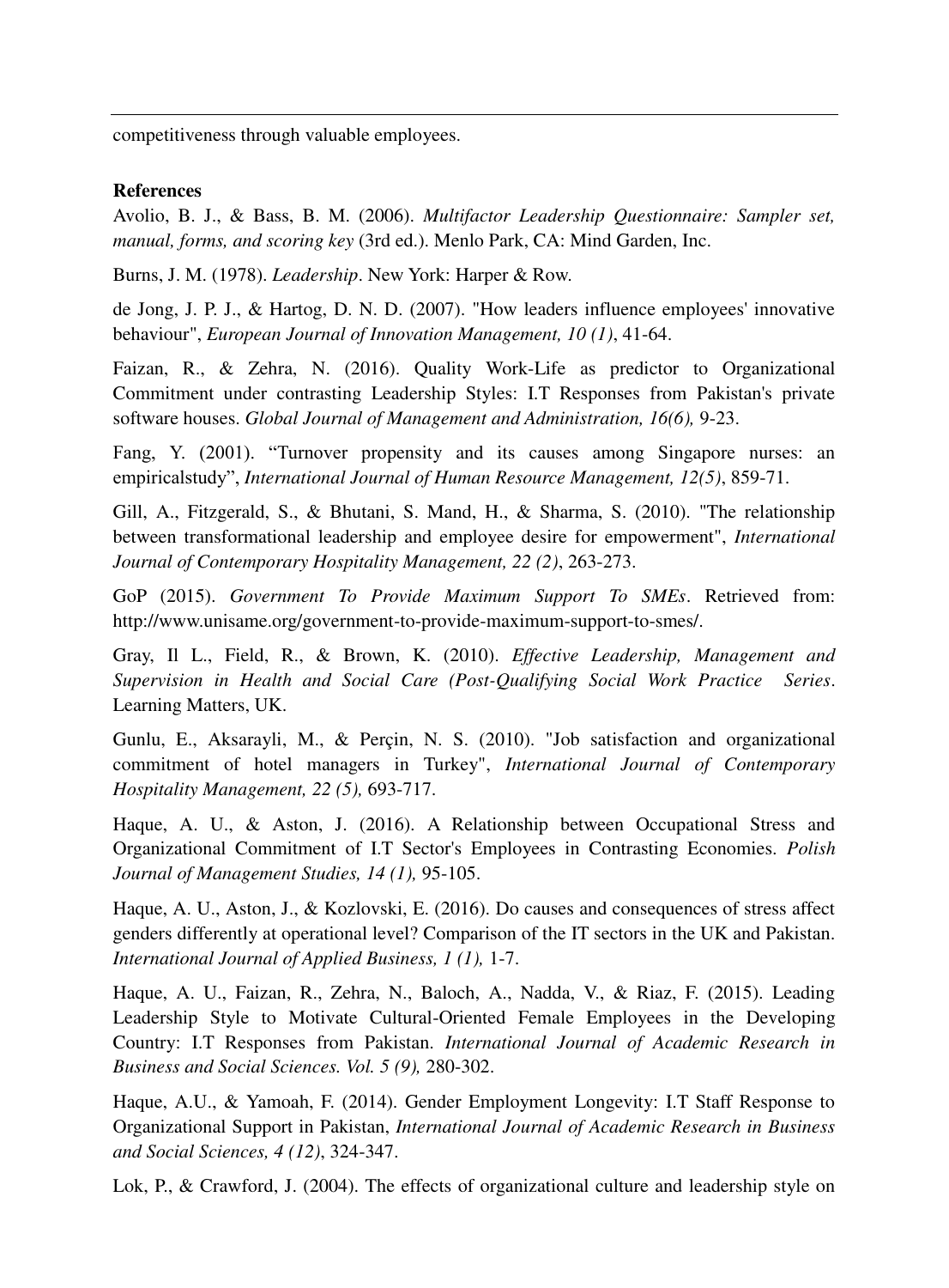competitiveness through valuable employees.

**References**

Avolio, B. J., & Bass, B. M. (2006). *Multifactor Leadership Questionnaire: Sampler set, manual, forms, and scoring key* (3rd ed.). Menlo Park, CA: Mind Garden, Inc.

Burns, J. M. (1978). *Leadership*. New York: Harper & Row.

de Jong, J. P. J., & Hartog, D. N. D. (2007). "How leaders influence employees' innovative behaviour", *European Journal of Innovation Management, 10 (1)*, 41-64.

Faizan, R., & Zehra, N. (2016). Quality Work-Life as predictor to Organizational Commitment under contrasting Leadership Styles: I.T Responses from Pakistan's private software houses. *Global Journal of Management and Administration, 16(6),* 9-23.

Fang, Y. (2001). "Turnover propensity and its causes among Singapore nurses: an empiricalstudy", *International Journal of Human Resource Management, 12(5)*, 859-71.

Gill, A., Fitzgerald, S., & Bhutani, S. Mand, H., & Sharma, S. (2010). "The relationship between transformational leadership and employee desire for empowerment", *International Journal of Contemporary Hospitality Management, 22 (2)*, 263-273.

GoP (2015). *Government To Provide Maximum Support To SMEs*. Retrieved from: http://www.unisame.org/government-to-provide-maximum-support-to-smes/.

Gray, Il L., Field, R., & Brown, K. (2010). *Effective Leadership, Management and Supervision in Health and Social Care (Post-Qualifying Social Work Practice Series*. Learning Matters, UK.

Gunlu, E., Aksarayli, M., & Perçin, N. S. (2010). "Job satisfaction and organizational commitment of hotel managers in Turkey", *International Journal of Contemporary Hospitality Management, 22 (5),* 693-717.

Haque, A. U., & Aston, J. (2016). A Relationship between Occupational Stress and Organizational Commitment of I.T Sector's Employees in Contrasting Economies. *Polish Journal of Management Studies, 14 (1),* 95-105.

Haque, A. U., Aston, J., & Kozlovski, E. (2016). Do causes and consequences of stress affect genders differently at operational level? Comparison of the IT sectors in the UK and Pakistan. *International Journal of Applied Business, 1 (1),* 1-7.

Haque, A. U., Faizan, R., Zehra, N., Baloch, A., Nadda, V., & Riaz, F. (2015). Leading Leadership Style to Motivate Cultural-Oriented Female Employees in the Developing Country: I.T Responses from Pakistan. *International Journal of Academic Research in Business and Social Sciences. Vol. 5 (9),* 280-302.

Haque, A.U., & Yamoah, F. (2014). Gender Employment Longevity: I.T Staff Response to Organizational Support in Pakistan, *International Journal of Academic Research in Business and Social Sciences, 4 (12)*, 324-347.

Lok, P., & Crawford, J. (2004). The effects of organizational culture and leadership style on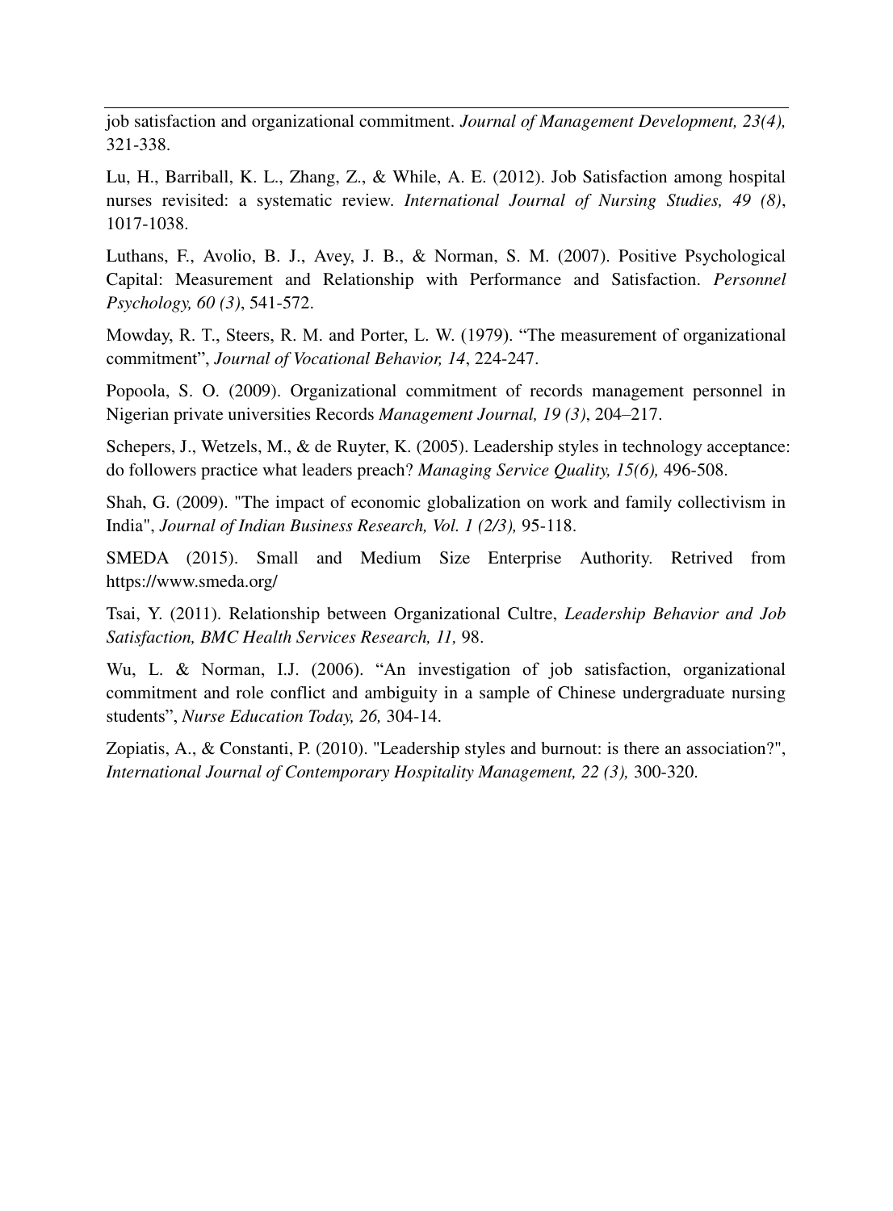job satisfaction and organizational commitment. *Journal of Management Development, 23(4),* 321-338.

Lu, H., Barriball, K. L., Zhang, Z., & While, A. E. (2012). Job Satisfaction among hospital nurses revisited: a systematic review. *International Journal of Nursing Studies, 49 (8)*, 1017-1038.

Luthans, F., Avolio, B. J., Avey, J. B., & Norman, S. M. (2007). Positive Psychological Capital: Measurement and Relationship with Performance and Satisfaction. *Personnel Psychology, 60 (3)*, 541-572.

Mowday, R. T., Steers, R. M. and Porter, L. W. (1979). "The measurement of organizational commitment", *Journal of Vocational Behavior, 14*, 224-247.

Popoola, S. O. (2009). Organizational commitment of records management personnel in Nigerian private universities Records *Management Journal, 19 (3)*, 204–217.

Schepers, J., Wetzels, M., & de Ruyter, K. (2005). Leadership styles in technology acceptance: do followers practice what leaders preach? *Managing Service Quality, 15(6),* 496-508.

Shah, G. (2009). "The impact of economic globalization on work and family collectivism in India", *Journal of Indian Business Research, Vol. 1 (2/3),* 95-118.

SMEDA (2015). Small and Medium Size Enterprise Authority. Retrived from https://www.smeda.org/

Tsai, Y. (2011). Relationship between Organizational Cultre, *Leadership Behavior and Job Satisfaction, BMC Health Services Research, 11,* 98.

Wu, L. & Norman, I.J. (2006). "An investigation of job satisfaction, organizational commitment and role conflict and ambiguity in a sample of Chinese undergraduate nursing students", *Nurse Education Today, 26,* 304-14.

Zopiatis, A., & Constanti, P. (2010). "Leadership styles and burnout: is there an association?", *International Journal of Contemporary Hospitality Management, 22 (3),* 300-320.